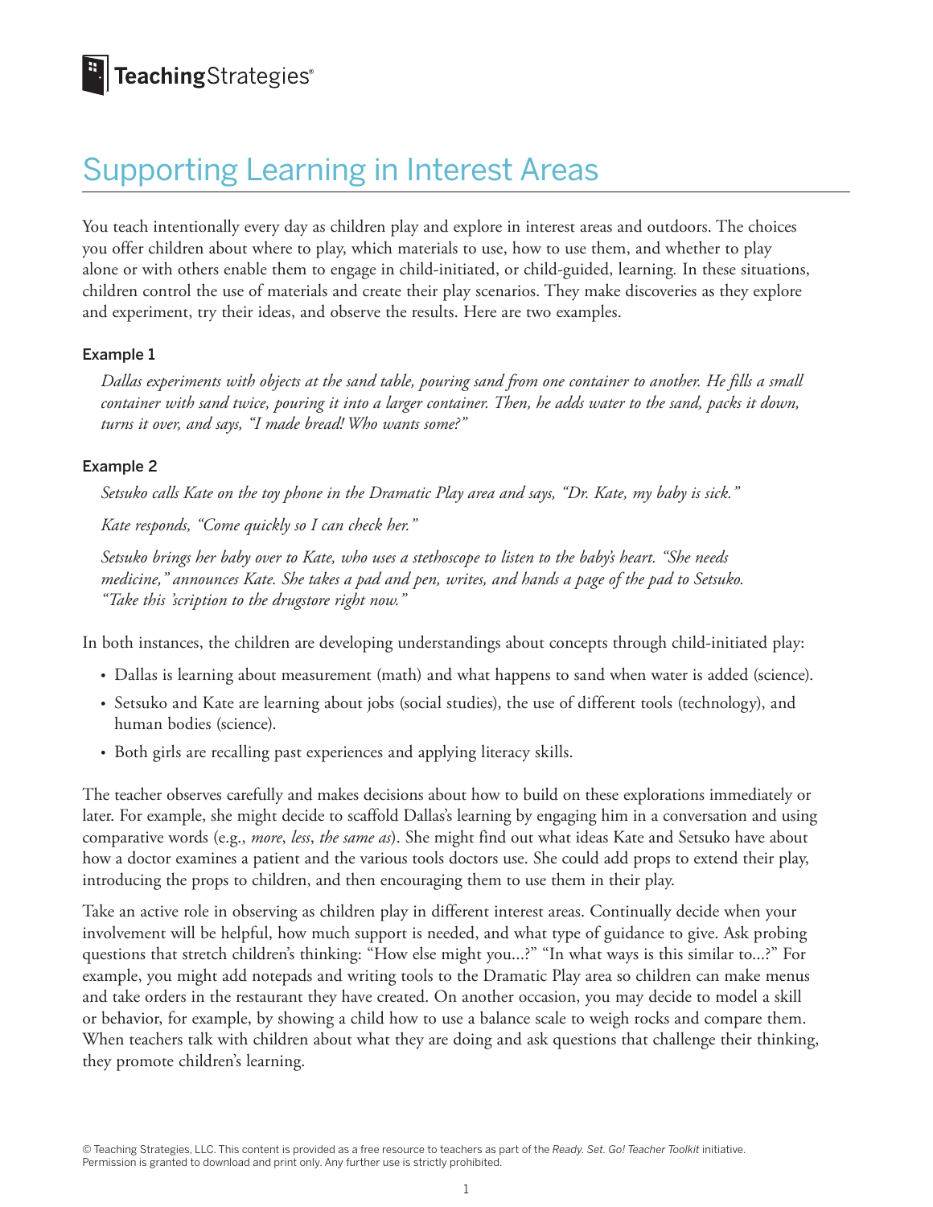# Supporting Learning in Interest Areas

You teach intentionally every day as children play and explore in interest areas and outdoors. The choices you offer children about where to play, which materials to use, how to use them, and whether to play alone or with others enable them to engage in child-initiated, or child-guided, learning. In these situations, children control the use of materials and create their play scenarios. They make discoveries as they explore and experiment, try their ideas, and observe the results. Here are two examples.

### Example 1

*Dallas experiments with objects at the sand table, pouring sand from one container to another. He fills a small container with sand twice, pouring it into a larger container. Then, he adds water to the sand, packs it down, turns it over, and says, "I made bread! Who wants some?"*

### Example 2

*Setsuko calls Kate on the toy phone in the Dramatic Play area and says, "Dr. Kate, my baby is sick."*

*Kate responds, "Come quickly so I can check her."*

*Setsuko brings her baby over to Kate, who uses a stethoscope to listen to the baby's heart. "She needs medicine," announces Kate. She takes a pad and pen, writes, and hands a page of the pad to Setsuko. "Take this 'scription to the drugstore right now."*

In both instances, the children are developing understandings about concepts through child-initiated play:

- Dallas is learning about measurement (math) and what happens to sand when water is added (science).
- Setsuko and Kate are learning about jobs (social studies), the use of different tools (technology), and human bodies (science).
- Both girls are recalling past experiences and applying literacy skills.

The teacher observes carefully and makes decisions about how to build on these explorations immediately or later. For example, she might decide to scaffold Dallas's learning by engaging him in a conversation and using comparative words (e.g., *more*, *less*, *the same as*). She might find out what ideas Kate and Setsuko have about how a doctor examines a patient and the various tools doctors use. She could add props to extend their play, introducing the props to children, and then encouraging them to use them in their play.

Take an active role in observing as children play in different interest areas. Continually decide when your involvement will be helpful, how much support is needed, and what type of guidance to give. Ask probing questions that stretch children's thinking: "How else might you...?" "In what ways is this similar to...?" For example, you might add notepads and writing tools to the Dramatic Play area so children can make menus and take orders in the restaurant they have created. On another occasion, you may decide to model a skill or behavior, for example, by showing a child how to use a balance scale to weigh rocks and compare them. When teachers talk with children about what they are doing and ask questions that challenge their thinking, they promote children's learning.

© Teaching Strategies, LLC. This content is provided as a free resource to teachers as part of the *Ready. Set. Go! Teacher Toolkit* initiative. Permission is granted to download and print only. Any further use is strictly prohibited.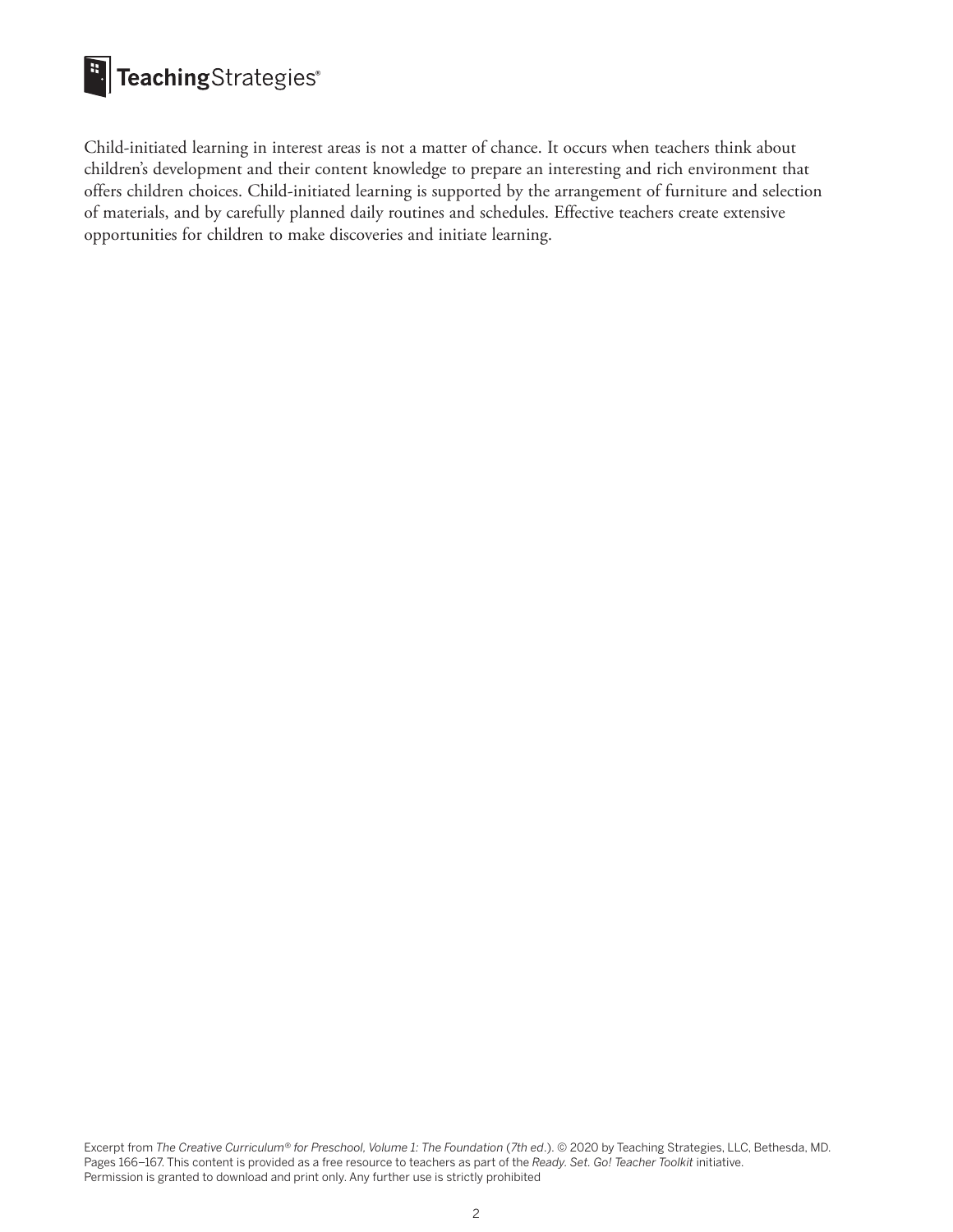Child-initiated learning in interest areas is not a matter of chance. It occurs when teachers think about children's development and their content knowledge to prepare an interesting and rich environment that offers children choices. Child-initiated learning is supported by the arrangement of furniture and selection of materials, and by carefully planned daily routines and schedules. Effective teachers create extensive opportunities for children to make discoveries and initiate learning.

Excerpt from *The Creative Curriculum® for Preschool, Volume 1: The Foundation* (*7th ed.*). © 2020 by Teaching Strategies, LLC, Bethesda, MD. Pages 166–167. This content is provided as a free resource to teachers as part of the *Ready. Set. Go! Teacher Toolkit* initiative. Permission is granted to download and print only. Any further use is strictly prohibited